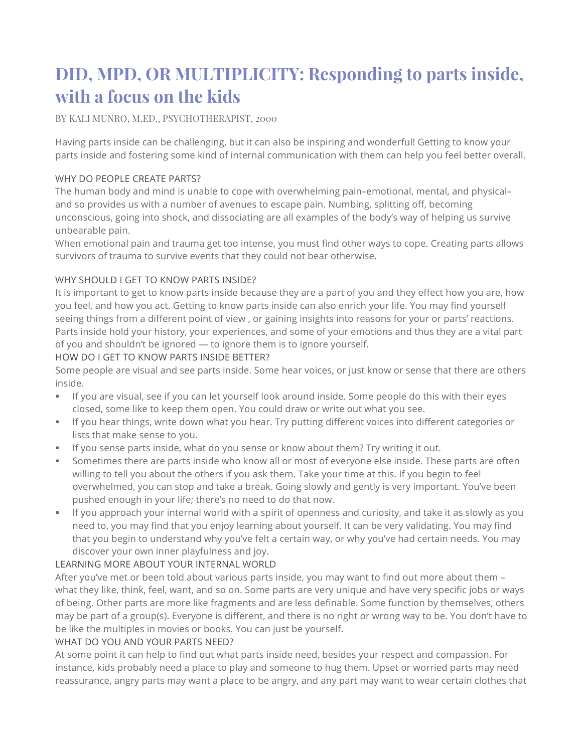# DID, MPD, OR MULTIPLICITY: Responding to parts inside, with a focus on the kids

BY KALI MUNRO, M.ED., PSYCHOTHERAPIST, 2000

Having parts inside can be challenging, but it can also be inspiring and wonderful! Getting to know your parts inside and fostering some kind of internal communication with them can help you feel better overall.

WHY DO PEOPLE CREATE PARTS?

The human body and mind is unable to cope with overwhelming pain–emotional, mental, and physical–and so provides us with a number of avenues to escape pain. Numbing, splitting off, becoming unconscious, going into shock, and dissociating are all examples of the body's way of helping us survive unbearable pain.

When emotional pain and trauma get too intense, you must find other ways to cope. Creating parts allows survivors of trauma to survive events that they could not bear otherwise.

WHY SHOULD I GET TO KNOW PARTS INSIDE?

It is important to get to know parts inside because they are a part of you and they effect how you are, how you feel, and how you act. Getting to know parts inside can also enrich your life. You may find yourself seeing things from a different point of view , or gaining insights into reasons for your or parts' reactions. Parts inside hold your history, your experiences, and some of your emotions and thus they are a vital part of you and shouldn't be ignored — to ignore them is to ignore yourself.

HOW DO I GET TO KNOW PARTS INSIDE BETTER?

Some people are visual and see parts inside. Some hear voices, or just know or sense that there are others inside.

- If you are visual, see if you can let yourself look around inside. Some people do this with their eyes closed, some like to keep them open. You could draw or write out what you see.
- If you hear things, write down what you hear. Try putting different voices into different categories or lists that make sense to you.
- If you sense parts inside, what do you sense or know about them? Try writing it out.
- Sometimes there are parts inside who know all or most of everyone else inside. These parts are often willing to tell you about the others if you ask them. Take your time at this. If you begin to feel overwhelmed, you can stop and take a break. Going slowly and gently is very important. You've been pushed enough in your life; there's no need to do that now.
- If you approach your internal world with a spirit of openness and curiosity, and take it as slowly as you need to, you may find that you enjoy learning about yourself. It can be very validating. You may find that you begin to understand why you've felt a certain way, or why you've had certain needs. You may discover your own inner playfulness and joy.

LEARNING MORE ABOUT YOUR INTERNAL WORLD

After you've met or been told about various parts inside, you may want to find out more about them – what they like, think, feel, want, and so on. Some parts are very unique and have very specific jobs or ways of being. Other parts are more like fragments and are less definable. Some function by themselves, others may be part of a group(s). Everyone is different, and there is no right or wrong way to be. You don't have to be like the multiples in movies or books. You can just be yourself.

WHAT DO YOU AND YOUR PARTS NEED?

At some point it can help to find out what parts inside need, besides your respect and compassion. For instance, kids probably need a place to play and someone to hug them. Upset or worried parts may need reassurance, angry parts may want a place to be angry, and any part may want to wear certain clothes that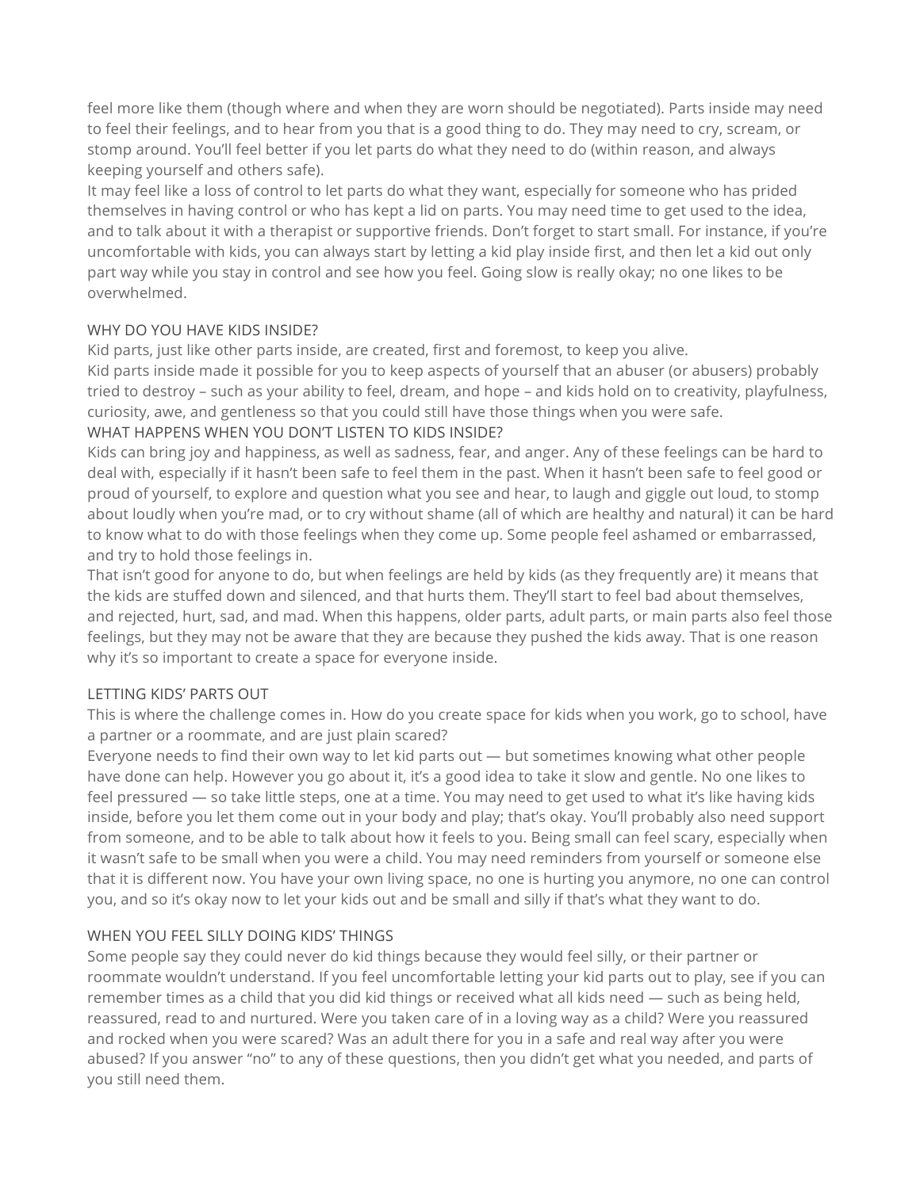feel more like them (though where and when they are worn should be negotiated). Parts inside may need to feel their feelings, and to hear from you that is a good thing to do. They may need to cry, scream, or stomp around. You'll feel better if you let parts do what they need to do (within reason, and always keeping yourself and others safe).

It may feel like a loss of control to let parts do what they want, especially for someone who has prided themselves in having control or who has kept a lid on parts. You may need time to get used to the idea, and to talk about it with a therapist or supportive friends. Don't forget to start small. For instance, if you're uncomfortable with kids, you can always start by letting a kid play inside first, and then let a kid out only part way while you stay in control and see how you feel. Going slow is really okay; no one likes to be overwhelmed.

## WHY DO YOU HAVE KIDS INSIDE?

Kid parts, just like other parts inside, are created, first and foremost, to keep you alive.

Kid parts inside made it possible for you to keep aspects of yourself that an abuser (or abusers) probably tried to destroy – such as your ability to feel, dream, and hope – and kids hold on to creativity, playfulness, curiosity, awe, and gentleness so that you could still have those things when you were safe.

## WHAT HAPPENS WHEN YOU DON'T LISTEN TO KIDS INSIDE?

Kids can bring joy and happiness, as well as sadness, fear, and anger. Any of these feelings can be hard to deal with, especially if it hasn't been safe to feel them in the past. When it hasn't been safe to feel good or proud of yourself, to explore and question what you see and hear, to laugh and giggle out loud, to stomp about loudly when you're mad, or to cry without shame (all of which are healthy and natural) it can be hard to know what to do with those feelings when they come up. Some people feel ashamed or embarrassed, and try to hold those feelings in.

That isn't good for anyone to do, but when feelings are held by kids (as they frequently are) it means that the kids are stuffed down and silenced, and that hurts them. They'll start to feel bad about themselves, and rejected, hurt, sad, and mad. When this happens, older parts, adult parts, or main parts also feel those feelings, but they may not be aware that they are because they pushed the kids away. That is one reason why it's so important to create a space for everyone inside.

## LETTING KIDS' PARTS OUT

This is where the challenge comes in. How do you create space for kids when you work, go to school, have a partner or a roommate, and are just plain scared?

Everyone needs to find their own way to let kid parts out — but sometimes knowing what other people have done can help. However you go about it, it's a good idea to take it slow and gentle. No one likes to feel pressured — so take little steps, one at a time. You may need to get used to what it's like having kids inside, before you let them come out in your body and play; that's okay. You'll probably also need support from someone, and to be able to talk about how it feels to you. Being small can feel scary, especially when it wasn't safe to be small when you were a child. You may need reminders from yourself or someone else that it is different now. You have your own living space, no one is hurting you anymore, no one can control you, and so it's okay now to let your kids out and be small and silly if that's what they want to do.

## WHEN YOU FEEL SILLY DOING KIDS' THINGS

Some people say they could never do kid things because they would feel silly, or their partner or roommate wouldn't understand. If you feel uncomfortable letting your kid parts out to play, see if you can remember times as a child that you did kid things or received what all kids need — such as being held, reassured, read to and nurtured. Were you taken care of in a loving way as a child? Were you reassured and rocked when you were scared? Was an adult there for you in a safe and real way after you were abused? If you answer "no" to any of these questions, then you didn't get what you needed, and parts of you still need them.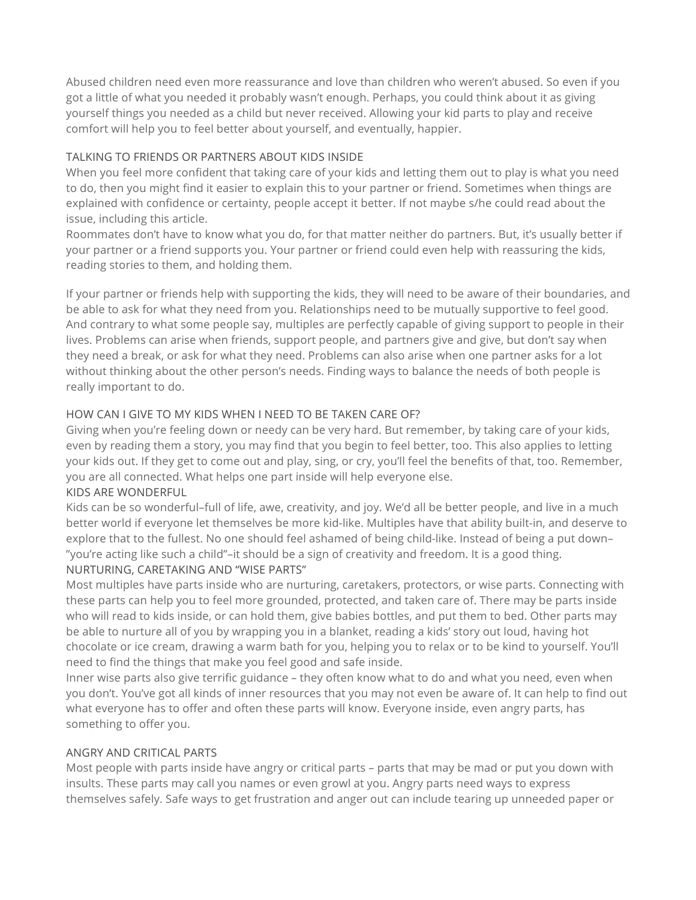Abused children need even more reassurance and love than children who weren't abused. So even if you got a little of what you needed it probably wasn't enough. Perhaps, you could think about it as giving yourself things you needed as a child but never received. Allowing your kid parts to play and receive comfort will help you to feel better about yourself, and eventually, happier.

## TALKING TO FRIENDS OR PARTNERS ABOUT KIDS INSIDE

When you feel more confident that taking care of your kids and letting them out to play is what you need to do, then you might find it easier to explain this to your partner or friend. Sometimes when things are explained with confidence or certainty, people accept it better. If not maybe s/he could read about the issue, including this article.

Roommates don't have to know what you do, for that matter neither do partners. But, it's usually better if your partner or a friend supports you. Your partner or friend could even help with reassuring the kids, reading stories to them, and holding them.

If your partner or friends help with supporting the kids, they will need to be aware of their boundaries, and be able to ask for what they need from you. Relationships need to be mutually supportive to feel good. And contrary to what some people say, multiples are perfectly capable of giving support to people in their lives. Problems can arise when friends, support people, and partners give and give, but don't say when they need a break, or ask for what they need. Problems can also arise when one partner asks for a lot without thinking about the other person's needs. Finding ways to balance the needs of both people is really important to do.

## HOW CAN I GIVE TO MY KIDS WHEN I NEED TO BE TAKEN CARE OF?

Giving when you're feeling down or needy can be very hard. But remember, by taking care of your kids, even by reading them a story, you may find that you begin to feel better, too. This also applies to letting your kids out. If they get to come out and play, sing, or cry, you'll feel the benefits of that, too. Remember, you are all connected. What helps one part inside will help everyone else.

## KIDS ARE WONDERFUL

Kids can be so wonderful–full of life, awe, creativity, and joy. We'd all be better people, and live in a much better world if everyone let themselves be more kid-like. Multiples have that ability built-in, and deserve to explore that to the fullest. No one should feel ashamed of being child-like. Instead of being a put down–"you're acting like such a child"–it should be a sign of creativity and freedom. It is a good thing.

## NURTURING, CARETAKING AND "WISE PARTS"

Most multiples have parts inside who are nurturing, caretakers, protectors, or wise parts. Connecting with these parts can help you to feel more grounded, protected, and taken care of. There may be parts inside who will read to kids inside, or can hold them, give babies bottles, and put them to bed. Other parts may be able to nurture all of you by wrapping you in a blanket, reading a kids' story out loud, having hot chocolate or ice cream, drawing a warm bath for you, helping you to relax or to be kind to yourself. You'll need to find the things that make you feel good and safe inside.

Inner wise parts also give terrific guidance – they often know what to do and what you need, even when you don't. You've got all kinds of inner resources that you may not even be aware of. It can help to find out what everyone has to offer and often these parts will know. Everyone inside, even angry parts, has something to offer you.

## ANGRY AND CRITICAL PARTS

Most people with parts inside have angry or critical parts – parts that may be mad or put you down with insults. These parts may call you names or even growl at you. Angry parts need ways to express themselves safely. Safe ways to get frustration and anger out can include tearing up unneeded paper or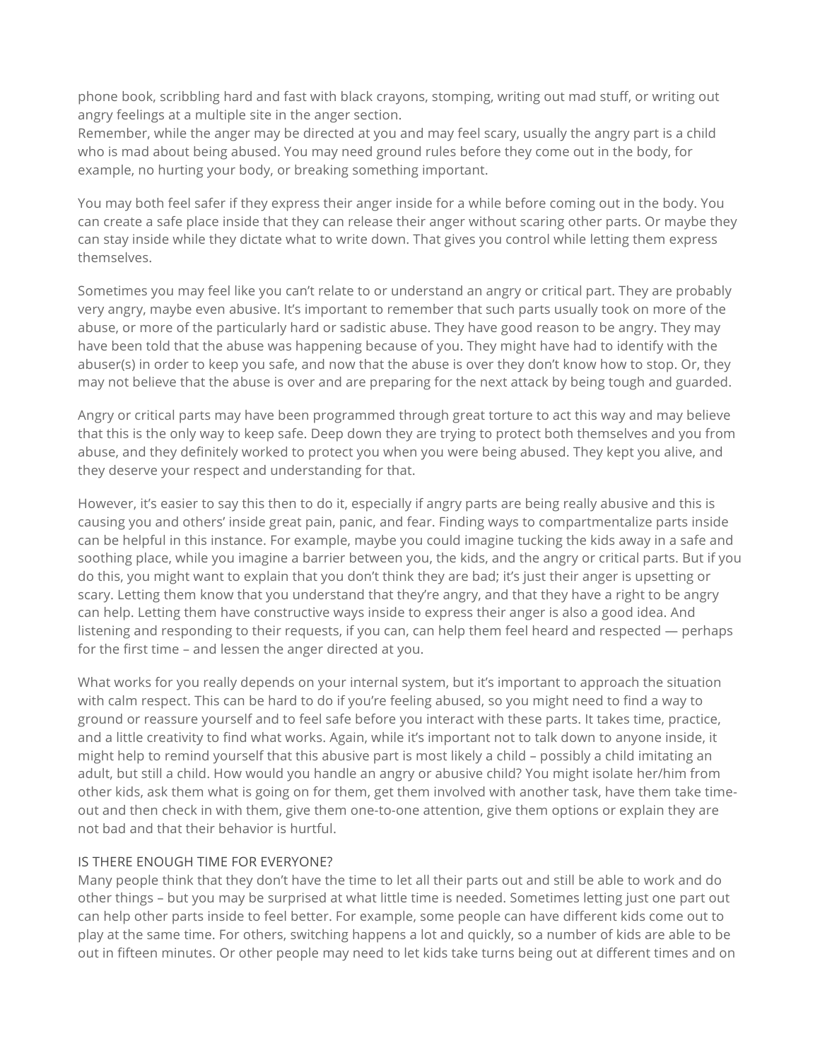phone book, scribbling hard and fast with black crayons, stomping, writing out mad stuff, or writing out angry feelings at a multiple site in the anger section.
Remember, while the anger may be directed at you and may feel scary, usually the angry part is a child who is mad about being abused. You may need ground rules before they come out in the body, for example, no hurting your body, or breaking something important.

You may both feel safer if they express their anger inside for a while before coming out in the body. You can create a safe place inside that they can release their anger without scaring other parts. Or maybe they can stay inside while they dictate what to write down. That gives you control while letting them express themselves.

Sometimes you may feel like you can't relate to or understand an angry or critical part. They are probably very angry, maybe even abusive. It's important to remember that such parts usually took on more of the abuse, or more of the particularly hard or sadistic abuse. They have good reason to be angry. They may have been told that the abuse was happening because of you. They might have had to identify with the abuser(s) in order to keep you safe, and now that the abuse is over they don't know how to stop. Or, they may not believe that the abuse is over and are preparing for the next attack by being tough and guarded.

Angry or critical parts may have been programmed through great torture to act this way and may believe that this is the only way to keep safe. Deep down they are trying to protect both themselves and you from abuse, and they definitely worked to protect you when you were being abused. They kept you alive, and they deserve your respect and understanding for that.

However, it's easier to say this then to do it, especially if angry parts are being really abusive and this is causing you and others' inside great pain, panic, and fear. Finding ways to compartmentalize parts inside can be helpful in this instance. For example, maybe you could imagine tucking the kids away in a safe and soothing place, while you imagine a barrier between you, the kids, and the angry or critical parts. But if you do this, you might want to explain that you don't think they are bad; it's just their anger is upsetting or scary. Letting them know that you understand that they're angry, and that they have a right to be angry can help. Letting them have constructive ways inside to express their anger is also a good idea. And listening and responding to their requests, if you can, can help them feel heard and respected — perhaps for the first time – and lessen the anger directed at you.

What works for you really depends on your internal system, but it's important to approach the situation with calm respect. This can be hard to do if you're feeling abused, so you might need to find a way to ground or reassure yourself and to feel safe before you interact with these parts. It takes time, practice, and a little creativity to find what works. Again, while it's important not to talk down to anyone inside, it might help to remind yourself that this abusive part is most likely a child – possibly a child imitating an adult, but still a child. How would you handle an angry or abusive child? You might isolate her/him from other kids, ask them what is going on for them, get them involved with another task, have them take time-out and then check in with them, give them one-to-one attention, give them options or explain they are not bad and that their behavior is hurtful.

## IS THERE ENOUGH TIME FOR EVERYONE?

Many people think that they don't have the time to let all their parts out and still be able to work and do other things – but you may be surprised at what little time is needed. Sometimes letting just one part out can help other parts inside to feel better. For example, some people can have different kids come out to play at the same time. For others, switching happens a lot and quickly, so a number of kids are able to be out in fifteen minutes. Or other people may need to let kids take turns being out at different times and on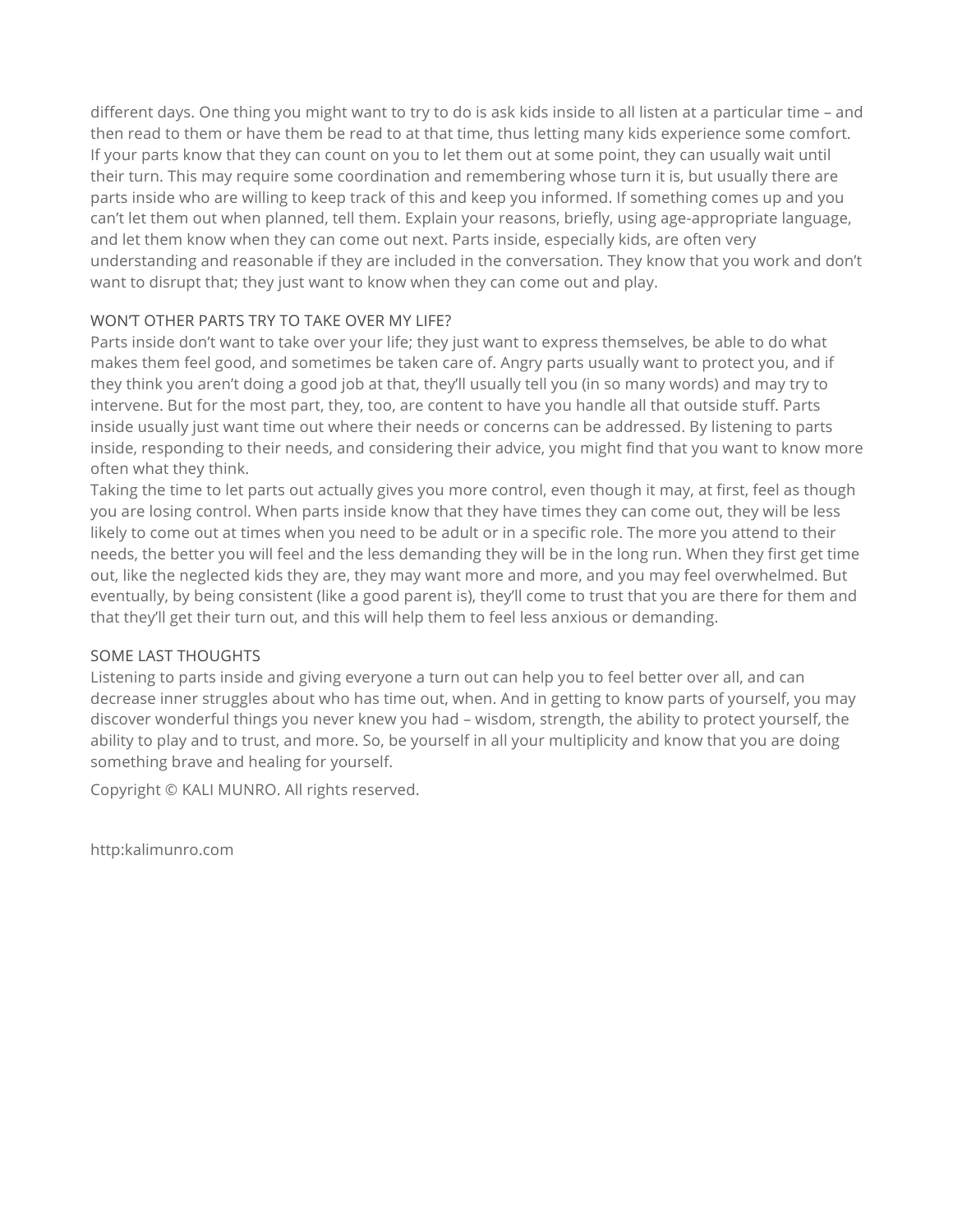different days. One thing you might want to try to do is ask kids inside to all listen at a particular time – and then read to them or have them be read to at that time, thus letting many kids experience some comfort. If your parts know that they can count on you to let them out at some point, they can usually wait until their turn. This may require some coordination and remembering whose turn it is, but usually there are parts inside who are willing to keep track of this and keep you informed. If something comes up and you can't let them out when planned, tell them. Explain your reasons, briefly, using age-appropriate language, and let them know when they can come out next. Parts inside, especially kids, are often very understanding and reasonable if they are included in the conversation. They know that you work and don't want to disrupt that; they just want to know when they can come out and play.

## WON'T OTHER PARTS TRY TO TAKE OVER MY LIFE?

Parts inside don't want to take over your life; they just want to express themselves, be able to do what makes them feel good, and sometimes be taken care of. Angry parts usually want to protect you, and if they think you aren't doing a good job at that, they'll usually tell you (in so many words) and may try to intervene. But for the most part, they, too, are content to have you handle all that outside stuff. Parts inside usually just want time out where their needs or concerns can be addressed. By listening to parts inside, responding to their needs, and considering their advice, you might find that you want to know more often what they think.

Taking the time to let parts out actually gives you more control, even though it may, at first, feel as though you are losing control. When parts inside know that they have times they can come out, they will be less likely to come out at times when you need to be adult or in a specific role. The more you attend to their needs, the better you will feel and the less demanding they will be in the long run. When they first get time out, like the neglected kids they are, they may want more and more, and you may feel overwhelmed. But eventually, by being consistent (like a good parent is), they'll come to trust that you are there for them and that they'll get their turn out, and this will help them to feel less anxious or demanding.

## SOME LAST THOUGHTS

Listening to parts inside and giving everyone a turn out can help you to feel better over all, and can decrease inner struggles about who has time out, when. And in getting to know parts of yourself, you may discover wonderful things you never knew you had – wisdom, strength, the ability to protect yourself, the ability to play and to trust, and more. So, be yourself in all your multiplicity and know that you are doing something brave and healing for yourself.

Copyright © KALI MUNRO. All rights reserved.

http:kalimunro.com